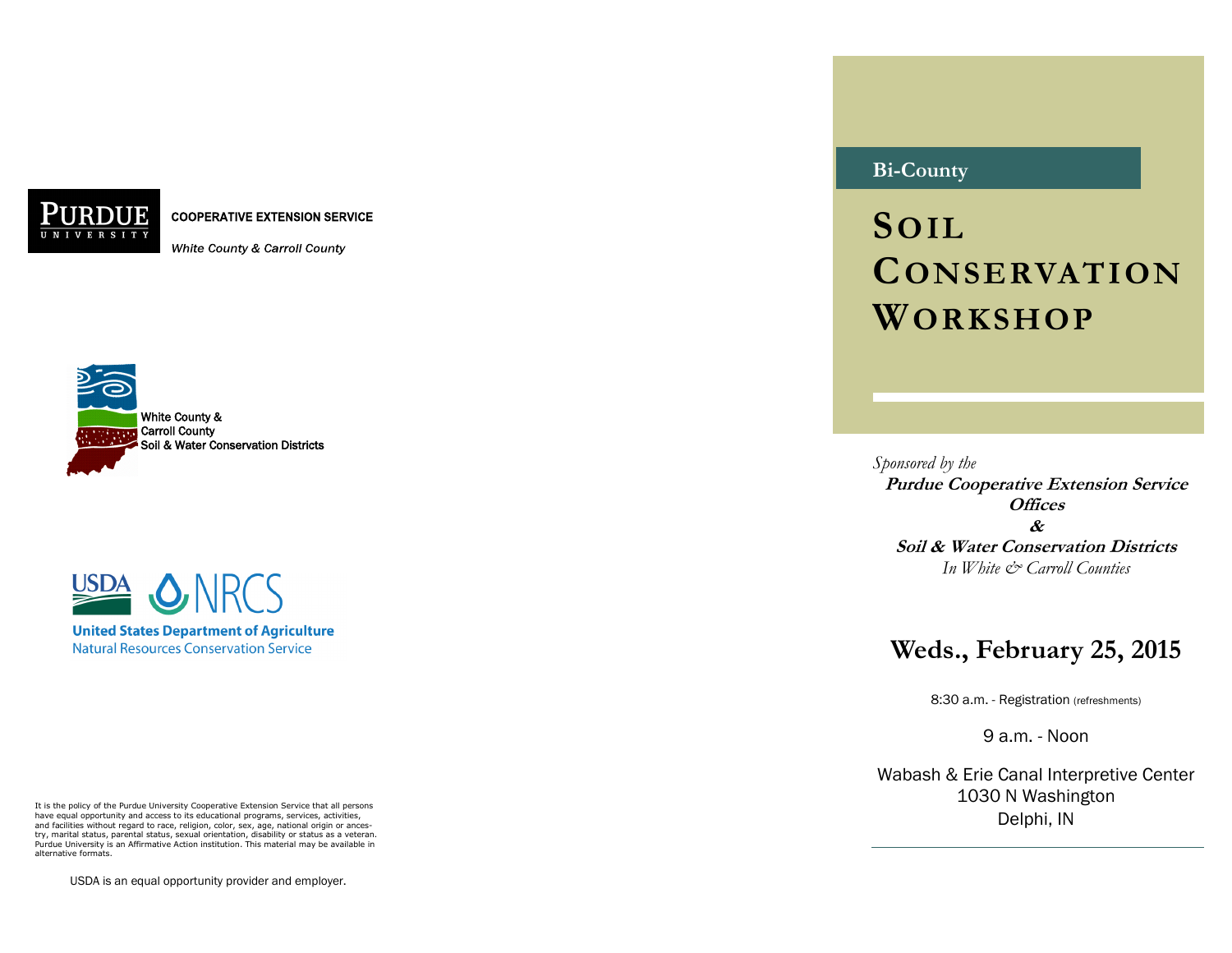PURDUE UNIVERSITY

**COOPERATIVE EXTENSION SERVICE**

*White County & Carroll County*

White County &
Carroll County
Soil & Water Conservation Districts

USDA NRCS

United States Department of Agriculture
Natural Resources Conservation Service

It is the policy of the Purdue University Cooperative Extension Service that all persons have equal opportunity and access to its educational programs, services, activities, and facilities without regard to race, religion, color, sex, age, national origin or ancestry, marital status, parental status, sexual orientation, disability or status as a veteran. Purdue University is an Affirmative Action institution. This material may be available in alternative formats.

USDA is an equal opportunity provider and employer.

**Bi-County**

# SOIL CONSERVATION WORKSHOP

*Sponsored by the*

***Purdue Cooperative Extension Service Offices***

***&***

***Soil & Water Conservation Districts***

*In White & Carroll Counties*

## Weds., February 25, 2015

8:30 a.m. - Registration (refreshments)

9 a.m. - Noon

Wabash & Erie Canal Interpretive Center
1030 N Washington
Delphi, IN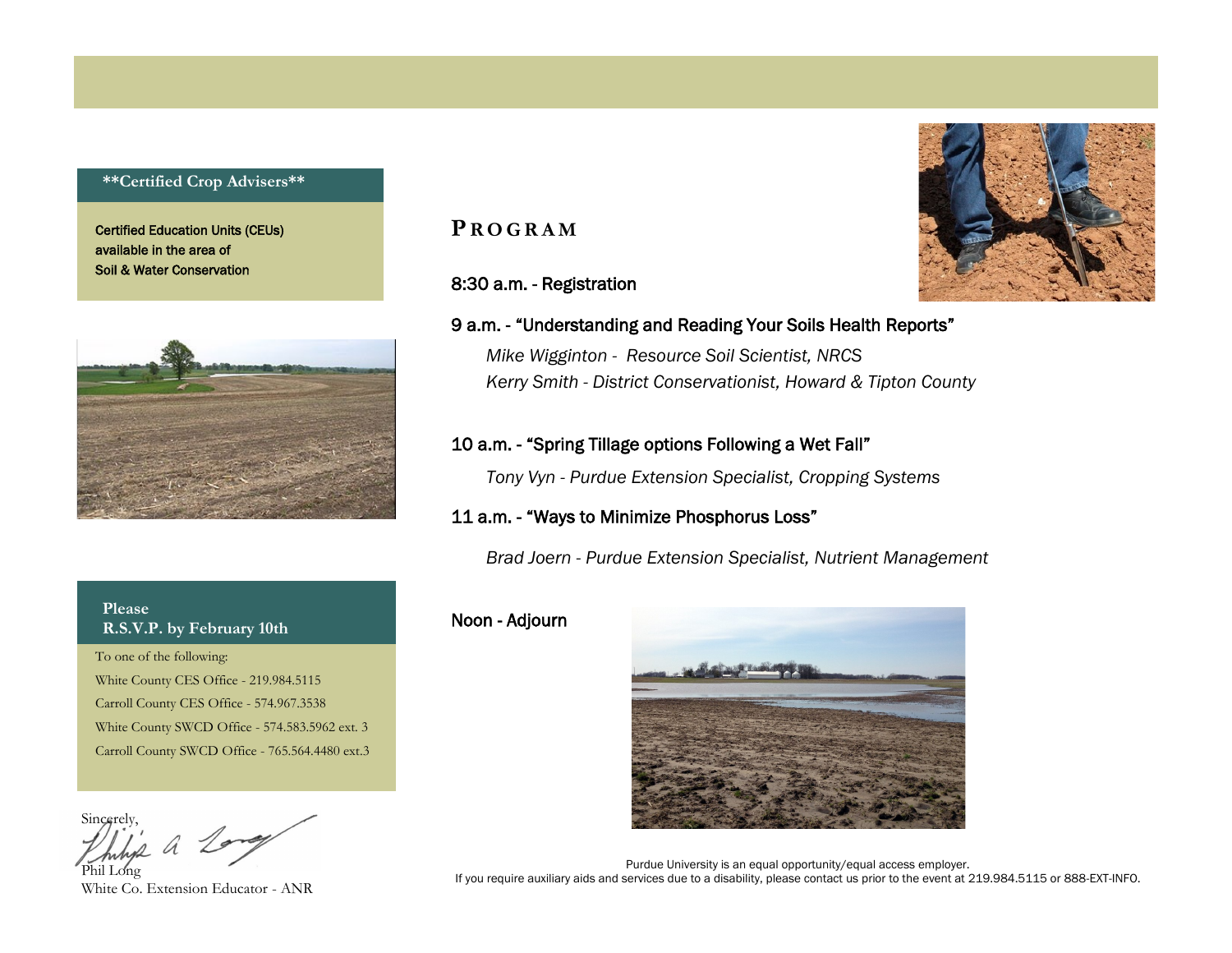**\*\*Certified Crop Advisers\*\***

Certified Education Units (CEUs) available in the area of Soil & Water Conservation

## PROGRAM

8:30 a.m. - Registration

9 a.m. - "Understanding and Reading Your Soils Health Reports"

*Mike Wigginton - Resource Soil Scientist, NRCS*

*Kerry Smith - District Conservationist, Howard & Tipton County*

10 a.m. - "Spring Tillage options Following a Wet Fall"

*Tony Vyn - Purdue Extension Specialist, Cropping Systems*

11 a.m. - "Ways to Minimize Phosphorus Loss"

*Brad Joern - Purdue Extension Specialist, Nutrient Management*

Noon - Adjourn

**Please R.S.V.P. by February 10th**

To one of the following:

White County CES Office - 219.984.5115

Carroll County CES Office - 574.967.3538

White County SWCD Office - 574.583.5962 ext. 3

Carroll County SWCD Office - 765.564.4480 ext.3

Sincerely,

Phil Long

White Co. Extension Educator - ANR

Purdue University is an equal opportunity/equal access employer.

If you require auxiliary aids and services due to a disability, please contact us prior to the event at 219.984.5115 or 888-EXT-INFO.